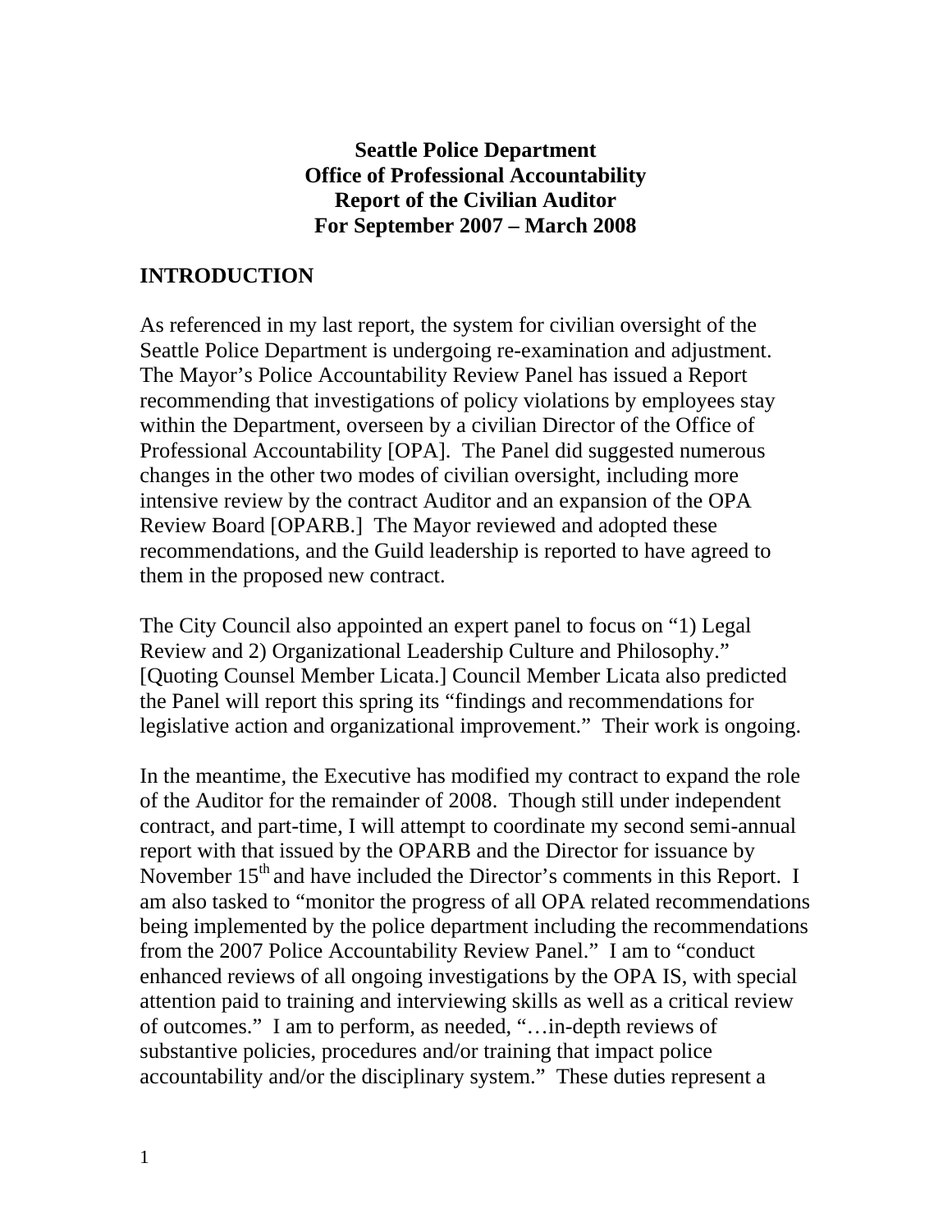**Seattle Police Department**
**Office of Professional Accountability**
**Report of the Civilian Auditor**
**For September 2007 – March 2008**

## INTRODUCTION

As referenced in my last report, the system for civilian oversight of the Seattle Police Department is undergoing re-examination and adjustment. The Mayor's Police Accountability Review Panel has issued a Report recommending that investigations of policy violations by employees stay within the Department, overseen by a civilian Director of the Office of Professional Accountability [OPA]. The Panel did suggested numerous changes in the other two modes of civilian oversight, including more intensive review by the contract Auditor and an expansion of the OPA Review Board [OPARB.] The Mayor reviewed and adopted these recommendations, and the Guild leadership is reported to have agreed to them in the proposed new contract.

The City Council also appointed an expert panel to focus on "1) Legal Review and 2) Organizational Leadership Culture and Philosophy." [Quoting Counsel Member Licata.] Council Member Licata also predicted the Panel will report this spring its "findings and recommendations for legislative action and organizational improvement." Their work is ongoing.

In the meantime, the Executive has modified my contract to expand the role of the Auditor for the remainder of 2008. Though still under independent contract, and part-time, I will attempt to coordinate my second semi-annual report with that issued by the OPARB and the Director for issuance by November 15th and have included the Director's comments in this Report. I am also tasked to "monitor the progress of all OPA related recommendations being implemented by the police department including the recommendations from the 2007 Police Accountability Review Panel." I am to "conduct enhanced reviews of all ongoing investigations by the OPA IS, with special attention paid to training and interviewing skills as well as a critical review of outcomes." I am to perform, as needed, "…in-depth reviews of substantive policies, procedures and/or training that impact police accountability and/or the disciplinary system." These duties represent a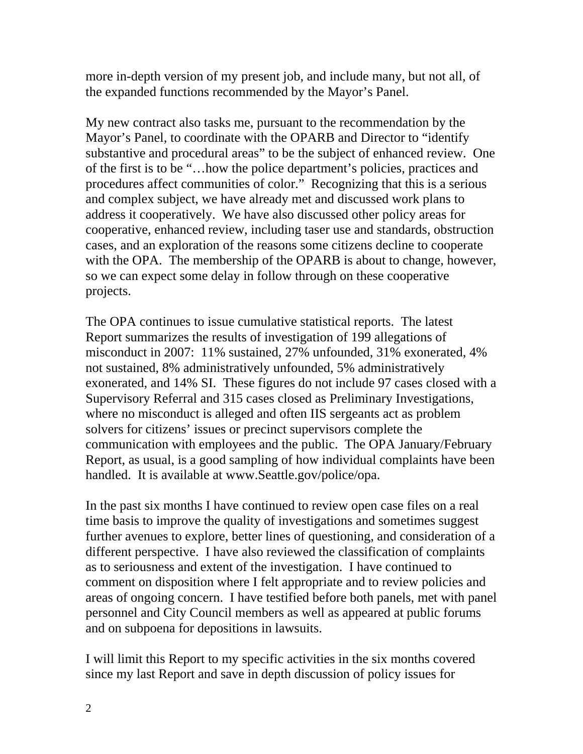more in-depth version of my present job, and include many, but not all, of the expanded functions recommended by the Mayor's Panel.

My new contract also tasks me, pursuant to the recommendation by the Mayor's Panel, to coordinate with the OPARB and Director to "identify substantive and procedural areas" to be the subject of enhanced review. One of the first is to be "…how the police department's policies, practices and procedures affect communities of color." Recognizing that this is a serious and complex subject, we have already met and discussed work plans to address it cooperatively. We have also discussed other policy areas for cooperative, enhanced review, including taser use and standards, obstruction cases, and an exploration of the reasons some citizens decline to cooperate with the OPA. The membership of the OPARB is about to change, however, so we can expect some delay in follow through on these cooperative projects.

The OPA continues to issue cumulative statistical reports. The latest Report summarizes the results of investigation of 199 allegations of misconduct in 2007: 11% sustained, 27% unfounded, 31% exonerated, 4% not sustained, 8% administratively unfounded, 5% administratively exonerated, and 14% SI. These figures do not include 97 cases closed with a Supervisory Referral and 315 cases closed as Preliminary Investigations, where no misconduct is alleged and often IIS sergeants act as problem solvers for citizens' issues or precinct supervisors complete the communication with employees and the public. The OPA January/February Report, as usual, is a good sampling of how individual complaints have been handled. It is available at www.Seattle.gov/police/opa.

In the past six months I have continued to review open case files on a real time basis to improve the quality of investigations and sometimes suggest further avenues to explore, better lines of questioning, and consideration of a different perspective. I have also reviewed the classification of complaints as to seriousness and extent of the investigation. I have continued to comment on disposition where I felt appropriate and to review policies and areas of ongoing concern. I have testified before both panels, met with panel personnel and City Council members as well as appeared at public forums and on subpoena for depositions in lawsuits.

I will limit this Report to my specific activities in the six months covered since my last Report and save in depth discussion of policy issues for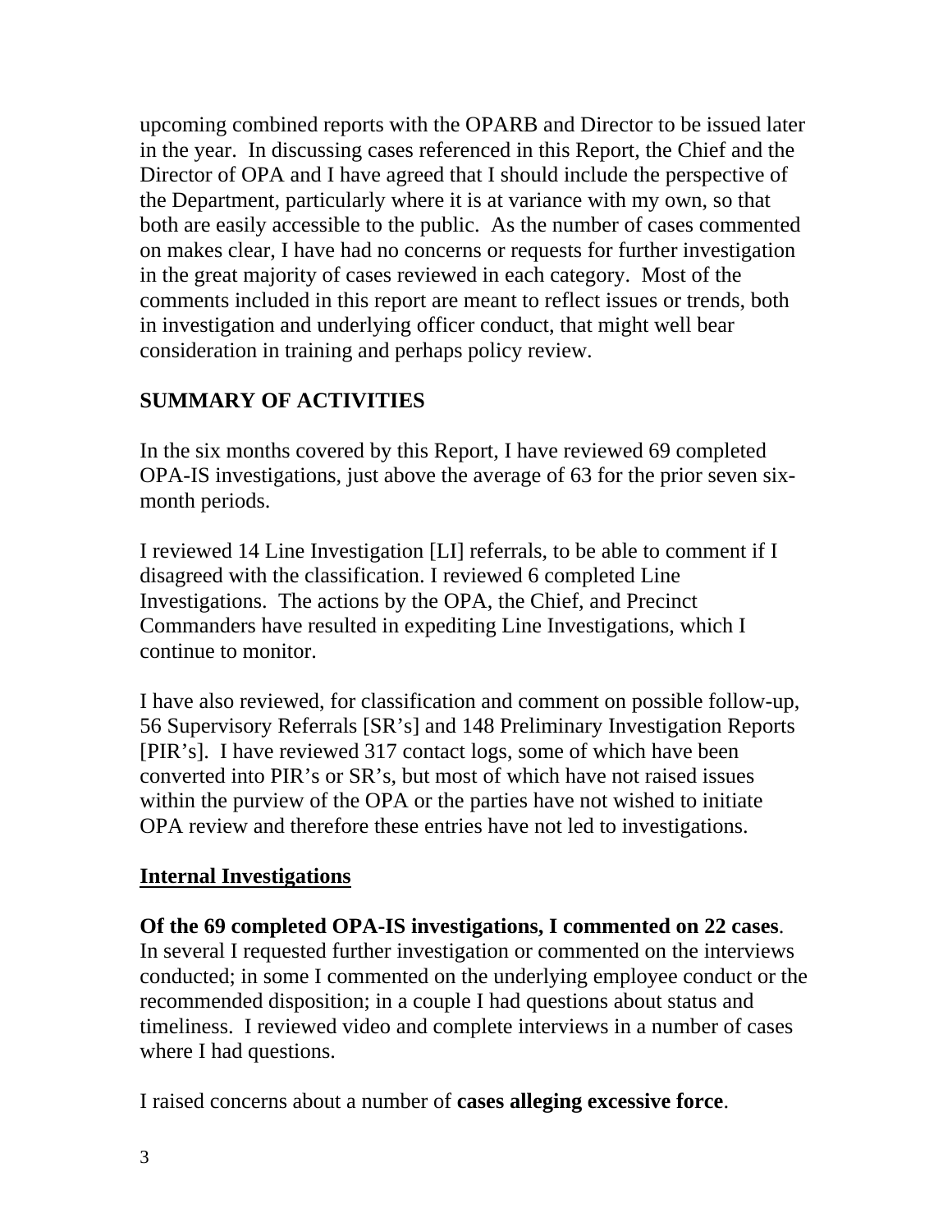upcoming combined reports with the OPARB and Director to be issued later in the year. In discussing cases referenced in this Report, the Chief and the Director of OPA and I have agreed that I should include the perspective of the Department, particularly where it is at variance with my own, so that both are easily accessible to the public. As the number of cases commented on makes clear, I have had no concerns or requests for further investigation in the great majority of cases reviewed in each category. Most of the comments included in this report are meant to reflect issues or trends, both in investigation and underlying officer conduct, that might well bear consideration in training and perhaps policy review.

## SUMMARY OF ACTIVITIES

In the six months covered by this Report, I have reviewed 69 completed OPA-IS investigations, just above the average of 63 for the prior seven six-month periods.

I reviewed 14 Line Investigation [LI] referrals, to be able to comment if I disagreed with the classification. I reviewed 6 completed Line Investigations. The actions by the OPA, the Chief, and Precinct Commanders have resulted in expediting Line Investigations, which I continue to monitor.

I have also reviewed, for classification and comment on possible follow-up, 56 Supervisory Referrals [SR's] and 148 Preliminary Investigation Reports [PIR's]. I have reviewed 317 contact logs, some of which have been converted into PIR's or SR's, but most of which have not raised issues within the purview of the OPA or the parties have not wished to initiate OPA review and therefore these entries have not led to investigations.

### Internal Investigations

**Of the 69 completed OPA-IS investigations, I commented on 22 cases**. In several I requested further investigation or commented on the interviews conducted; in some I commented on the underlying employee conduct or the recommended disposition; in a couple I had questions about status and timeliness. I reviewed video and complete interviews in a number of cases where I had questions.

I raised concerns about a number of **cases alleging excessive force**.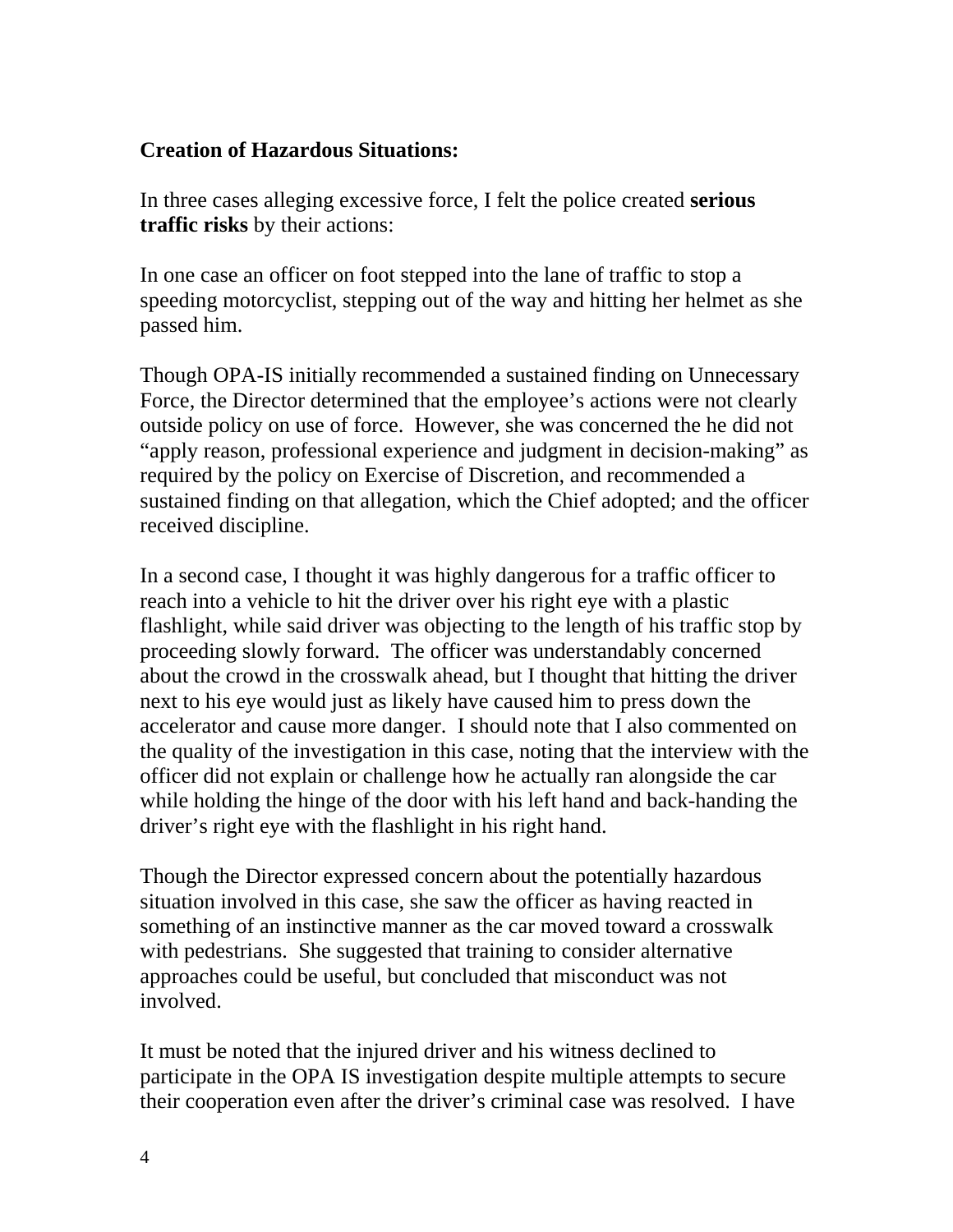**Creation of Hazardous Situations:**

In three cases alleging excessive force, I felt the police created **serious traffic risks** by their actions:

In one case an officer on foot stepped into the lane of traffic to stop a speeding motorcyclist, stepping out of the way and hitting her helmet as she passed him.

Though OPA-IS initially recommended a sustained finding on Unnecessary Force, the Director determined that the employee's actions were not clearly outside policy on use of force. However, she was concerned the he did not "apply reason, professional experience and judgment in decision-making" as required by the policy on Exercise of Discretion, and recommended a sustained finding on that allegation, which the Chief adopted; and the officer received discipline.

In a second case, I thought it was highly dangerous for a traffic officer to reach into a vehicle to hit the driver over his right eye with a plastic flashlight, while said driver was objecting to the length of his traffic stop by proceeding slowly forward. The officer was understandably concerned about the crowd in the crosswalk ahead, but I thought that hitting the driver next to his eye would just as likely have caused him to press down the accelerator and cause more danger. I should note that I also commented on the quality of the investigation in this case, noting that the interview with the officer did not explain or challenge how he actually ran alongside the car while holding the hinge of the door with his left hand and back-handing the driver's right eye with the flashlight in his right hand.

Though the Director expressed concern about the potentially hazardous situation involved in this case, she saw the officer as having reacted in something of an instinctive manner as the car moved toward a crosswalk with pedestrians. She suggested that training to consider alternative approaches could be useful, but concluded that misconduct was not involved.

It must be noted that the injured driver and his witness declined to participate in the OPA IS investigation despite multiple attempts to secure their cooperation even after the driver's criminal case was resolved. I have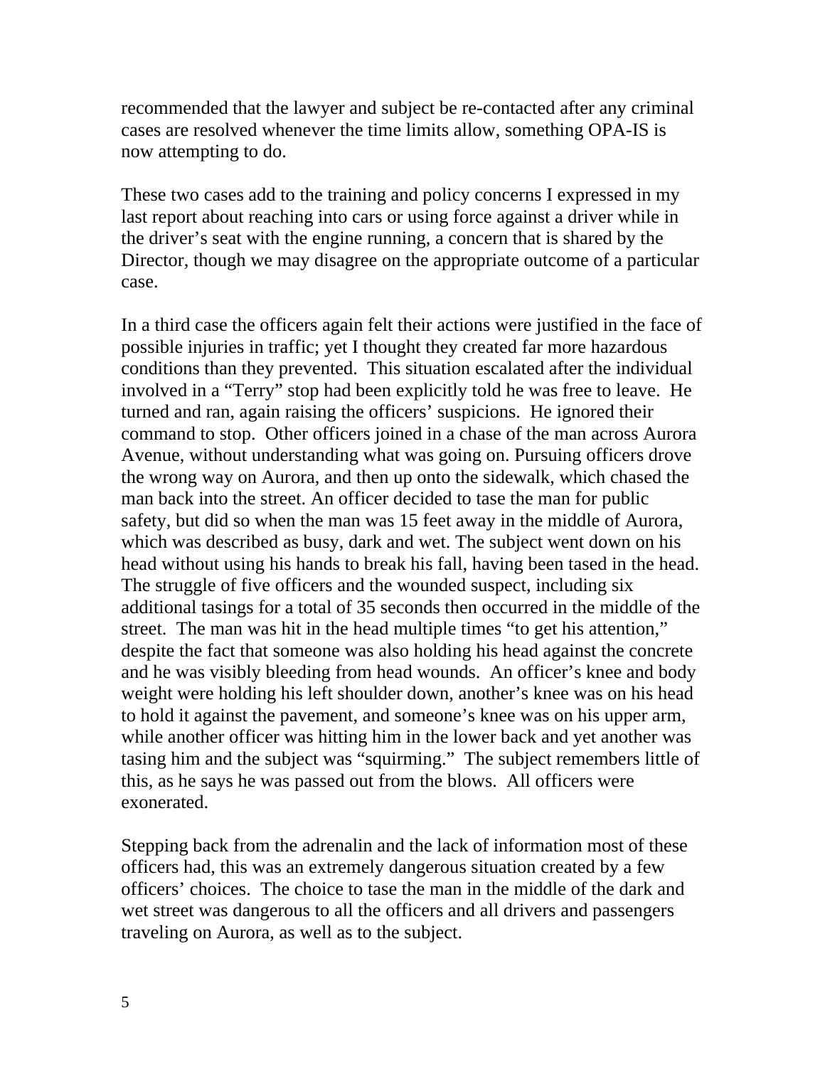recommended that the lawyer and subject be re-contacted after any criminal cases are resolved whenever the time limits allow, something OPA-IS is now attempting to do.

These two cases add to the training and policy concerns I expressed in my last report about reaching into cars or using force against a driver while in the driver's seat with the engine running, a concern that is shared by the Director, though we may disagree on the appropriate outcome of a particular case.

In a third case the officers again felt their actions were justified in the face of possible injuries in traffic; yet I thought they created far more hazardous conditions than they prevented. This situation escalated after the individual involved in a "Terry" stop had been explicitly told he was free to leave. He turned and ran, again raising the officers' suspicions. He ignored their command to stop. Other officers joined in a chase of the man across Aurora Avenue, without understanding what was going on. Pursuing officers drove the wrong way on Aurora, and then up onto the sidewalk, which chased the man back into the street. An officer decided to tase the man for public safety, but did so when the man was 15 feet away in the middle of Aurora, which was described as busy, dark and wet. The subject went down on his head without using his hands to break his fall, having been tased in the head. The struggle of five officers and the wounded suspect, including six additional tasings for a total of 35 seconds then occurred in the middle of the street. The man was hit in the head multiple times "to get his attention," despite the fact that someone was also holding his head against the concrete and he was visibly bleeding from head wounds. An officer's knee and body weight were holding his left shoulder down, another's knee was on his head to hold it against the pavement, and someone's knee was on his upper arm, while another officer was hitting him in the lower back and yet another was tasing him and the subject was "squirming." The subject remembers little of this, as he says he was passed out from the blows. All officers were exonerated.

Stepping back from the adrenalin and the lack of information most of these officers had, this was an extremely dangerous situation created by a few officers' choices. The choice to tase the man in the middle of the dark and wet street was dangerous to all the officers and all drivers and passengers traveling on Aurora, as well as to the subject.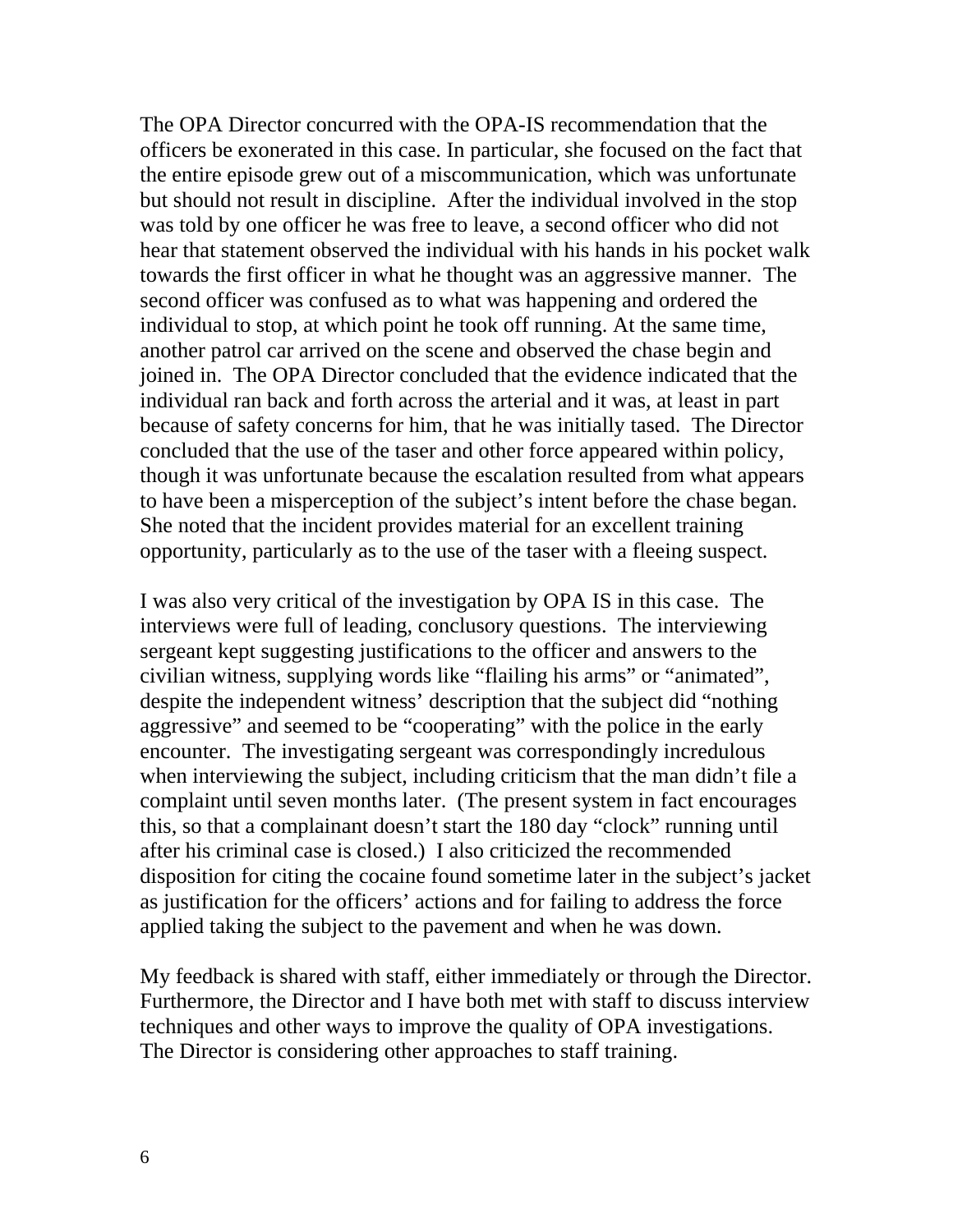The OPA Director concurred with the OPA-IS recommendation that the officers be exonerated in this case. In particular, she focused on the fact that the entire episode grew out of a miscommunication, which was unfortunate but should not result in discipline. After the individual involved in the stop was told by one officer he was free to leave, a second officer who did not hear that statement observed the individual with his hands in his pocket walk towards the first officer in what he thought was an aggressive manner. The second officer was confused as to what was happening and ordered the individual to stop, at which point he took off running. At the same time, another patrol car arrived on the scene and observed the chase begin and joined in. The OPA Director concluded that the evidence indicated that the individual ran back and forth across the arterial and it was, at least in part because of safety concerns for him, that he was initially tased. The Director concluded that the use of the taser and other force appeared within policy, though it was unfortunate because the escalation resulted from what appears to have been a misperception of the subject's intent before the chase began. She noted that the incident provides material for an excellent training opportunity, particularly as to the use of the taser with a fleeing suspect.

I was also very critical of the investigation by OPA IS in this case. The interviews were full of leading, conclusory questions. The interviewing sergeant kept suggesting justifications to the officer and answers to the civilian witness, supplying words like "flailing his arms" or "animated", despite the independent witness' description that the subject did "nothing aggressive" and seemed to be "cooperating" with the police in the early encounter. The investigating sergeant was correspondingly incredulous when interviewing the subject, including criticism that the man didn't file a complaint until seven months later. (The present system in fact encourages this, so that a complainant doesn't start the 180 day "clock" running until after his criminal case is closed.) I also criticized the recommended disposition for citing the cocaine found sometime later in the subject's jacket as justification for the officers' actions and for failing to address the force applied taking the subject to the pavement and when he was down.

My feedback is shared with staff, either immediately or through the Director. Furthermore, the Director and I have both met with staff to discuss interview techniques and other ways to improve the quality of OPA investigations. The Director is considering other approaches to staff training.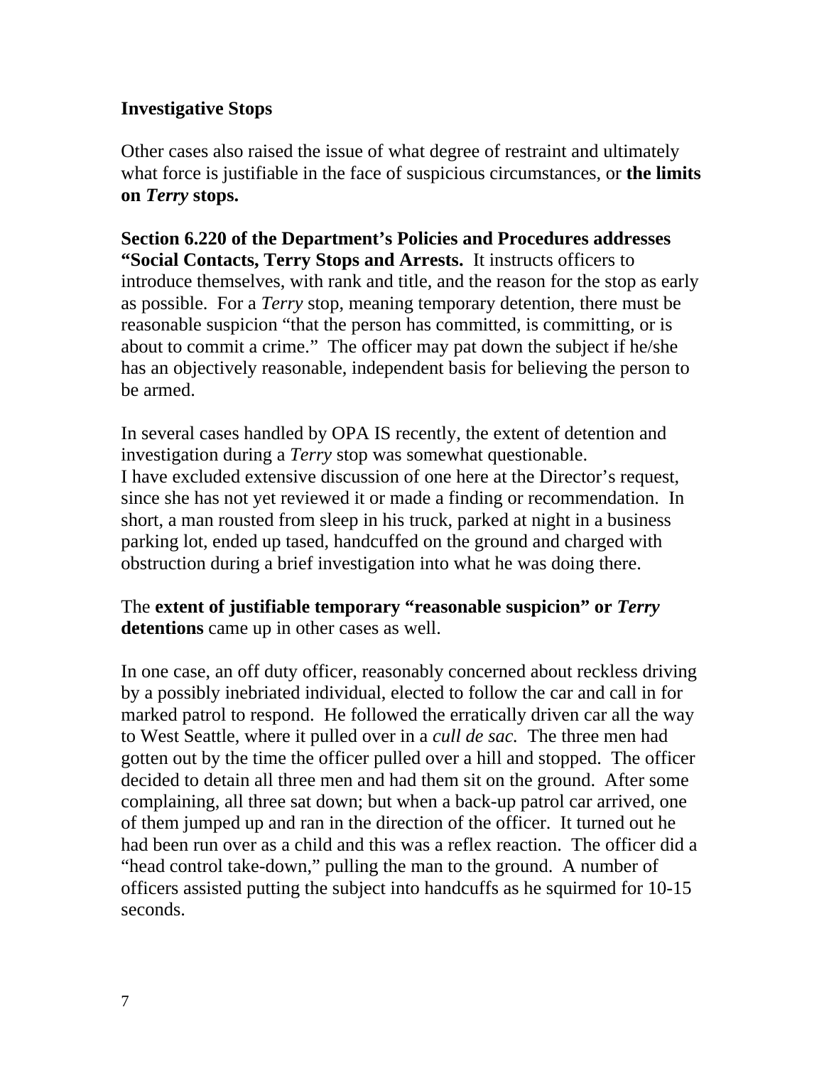**Investigative Stops**

Other cases also raised the issue of what degree of restraint and ultimately what force is justifiable in the face of suspicious circumstances, or **the limits on *Terry* stops.**

**Section 6.220 of the Department's Policies and Procedures addresses "Social Contacts, Terry Stops and Arrests.** It instructs officers to introduce themselves, with rank and title, and the reason for the stop as early as possible. For a *Terry* stop, meaning temporary detention, there must be reasonable suspicion "that the person has committed, is committing, or is about to commit a crime." The officer may pat down the subject if he/she has an objectively reasonable, independent basis for believing the person to be armed.

In several cases handled by OPA IS recently, the extent of detention and investigation during a *Terry* stop was somewhat questionable.
I have excluded extensive discussion of one here at the Director's request, since she has not yet reviewed it or made a finding or recommendation. In short, a man rousted from sleep in his truck, parked at night in a business parking lot, ended up tased, handcuffed on the ground and charged with obstruction during a brief investigation into what he was doing there.

The **extent of justifiable temporary "reasonable suspicion" or *Terry* detentions** came up in other cases as well.

In one case, an off duty officer, reasonably concerned about reckless driving by a possibly inebriated individual, elected to follow the car and call in for marked patrol to respond. He followed the erratically driven car all the way to West Seattle, where it pulled over in a *cull de sac.* The three men had gotten out by the time the officer pulled over a hill and stopped. The officer decided to detain all three men and had them sit on the ground. After some complaining, all three sat down; but when a back-up patrol car arrived, one of them jumped up and ran in the direction of the officer. It turned out he had been run over as a child and this was a reflex reaction. The officer did a "head control take-down," pulling the man to the ground. A number of officers assisted putting the subject into handcuffs as he squirmed for 10-15 seconds.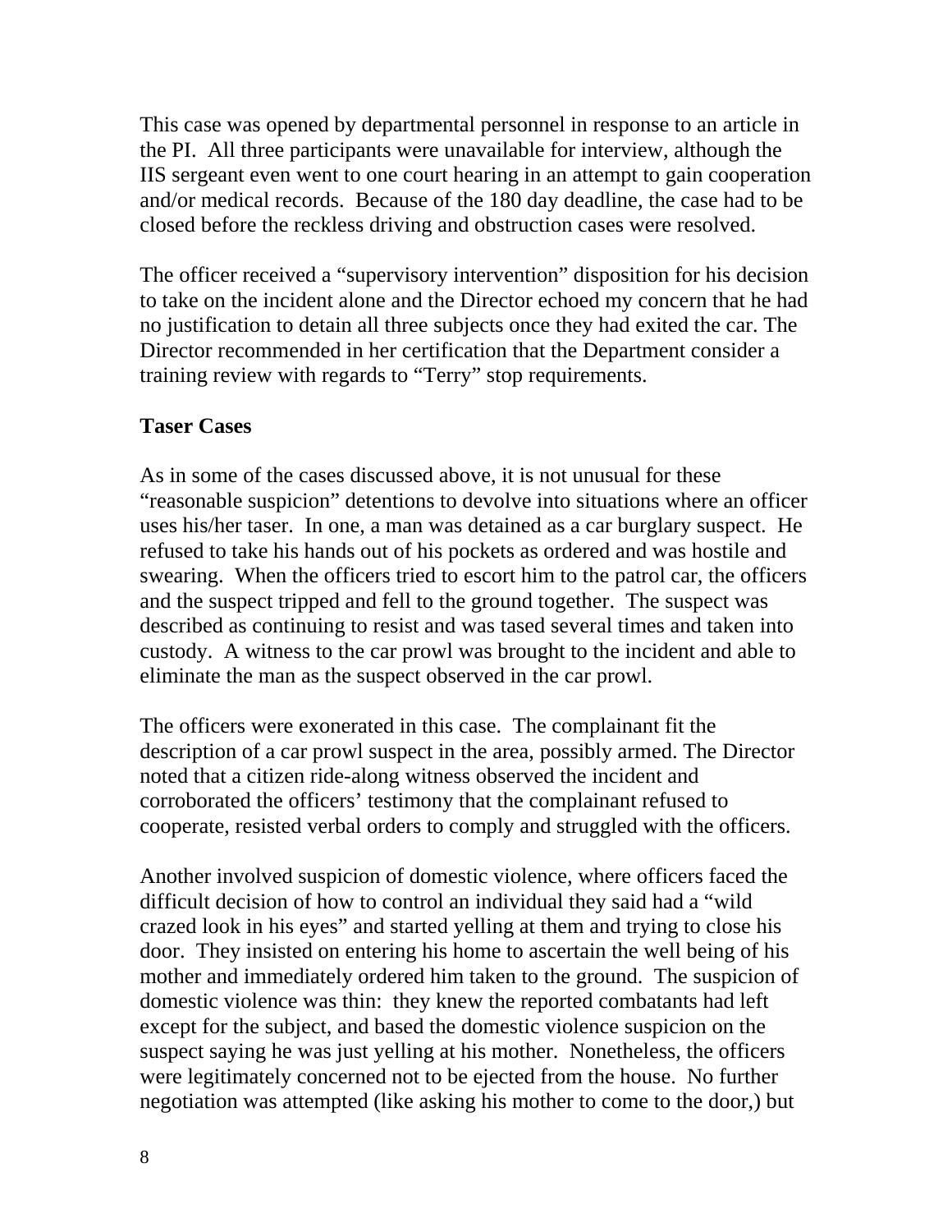This case was opened by departmental personnel in response to an article in the PI. All three participants were unavailable for interview, although the IIS sergeant even went to one court hearing in an attempt to gain cooperation and/or medical records. Because of the 180 day deadline, the case had to be closed before the reckless driving and obstruction cases were resolved.

The officer received a "supervisory intervention" disposition for his decision to take on the incident alone and the Director echoed my concern that he had no justification to detain all three subjects once they had exited the car. The Director recommended in her certification that the Department consider a training review with regards to "Terry" stop requirements.

**Taser Cases**

As in some of the cases discussed above, it is not unusual for these "reasonable suspicion" detentions to devolve into situations where an officer uses his/her taser. In one, a man was detained as a car burglary suspect. He refused to take his hands out of his pockets as ordered and was hostile and swearing. When the officers tried to escort him to the patrol car, the officers and the suspect tripped and fell to the ground together. The suspect was described as continuing to resist and was tased several times and taken into custody. A witness to the car prowl was brought to the incident and able to eliminate the man as the suspect observed in the car prowl.

The officers were exonerated in this case. The complainant fit the description of a car prowl suspect in the area, possibly armed. The Director noted that a citizen ride-along witness observed the incident and corroborated the officers' testimony that the complainant refused to cooperate, resisted verbal orders to comply and struggled with the officers.

Another involved suspicion of domestic violence, where officers faced the difficult decision of how to control an individual they said had a "wild crazed look in his eyes" and started yelling at them and trying to close his door. They insisted on entering his home to ascertain the well being of his mother and immediately ordered him taken to the ground. The suspicion of domestic violence was thin: they knew the reported combatants had left except for the subject, and based the domestic violence suspicion on the suspect saying he was just yelling at his mother. Nonetheless, the officers were legitimately concerned not to be ejected from the house. No further negotiation was attempted (like asking his mother to come to the door,) but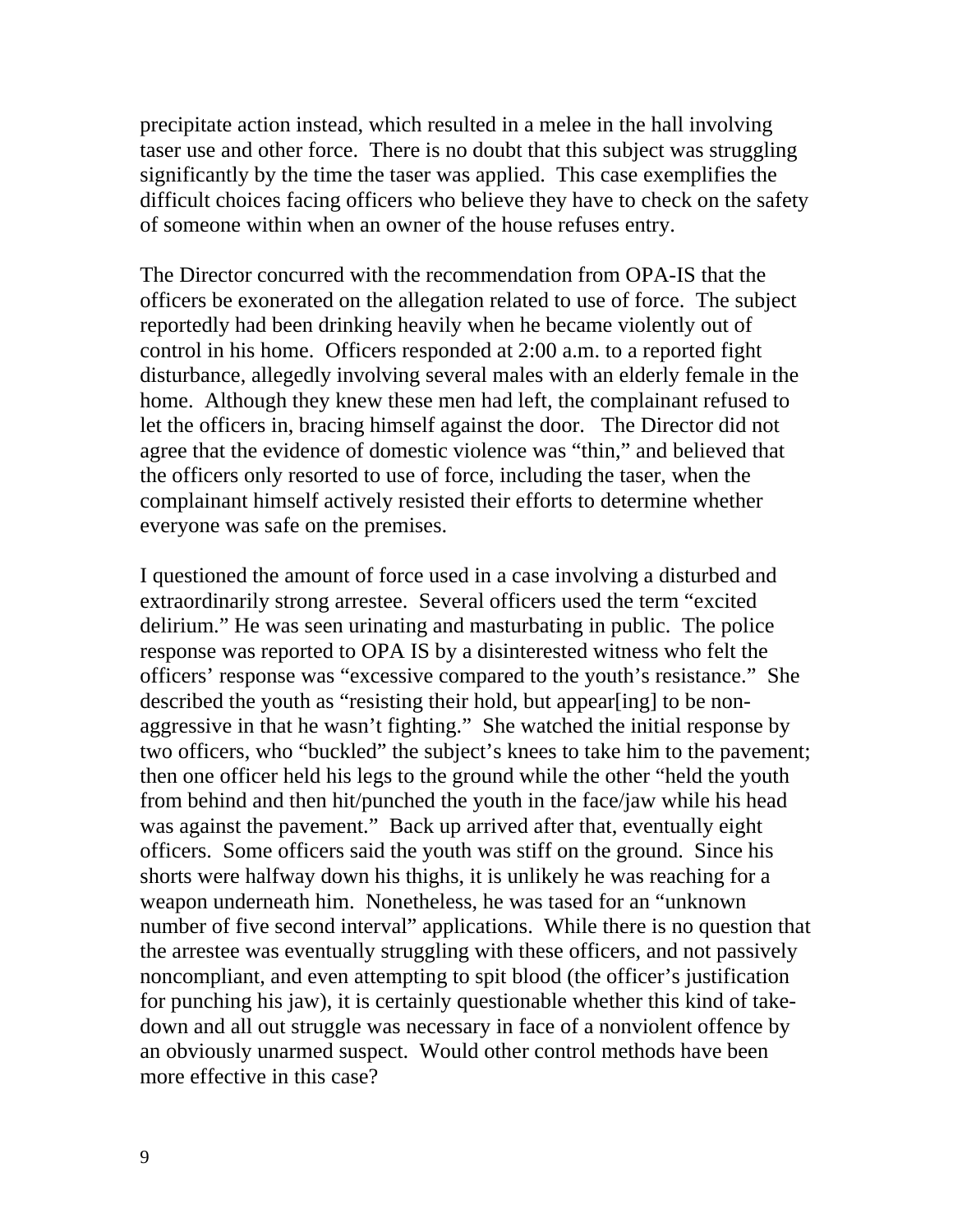precipitate action instead, which resulted in a melee in the hall involving taser use and other force. There is no doubt that this subject was struggling significantly by the time the taser was applied. This case exemplifies the difficult choices facing officers who believe they have to check on the safety of someone within when an owner of the house refuses entry.

The Director concurred with the recommendation from OPA-IS that the officers be exonerated on the allegation related to use of force. The subject reportedly had been drinking heavily when he became violently out of control in his home. Officers responded at 2:00 a.m. to a reported fight disturbance, allegedly involving several males with an elderly female in the home. Although they knew these men had left, the complainant refused to let the officers in, bracing himself against the door. The Director did not agree that the evidence of domestic violence was "thin," and believed that the officers only resorted to use of force, including the taser, when the complainant himself actively resisted their efforts to determine whether everyone was safe on the premises.

I questioned the amount of force used in a case involving a disturbed and extraordinarily strong arrestee. Several officers used the term "excited delirium." He was seen urinating and masturbating in public. The police response was reported to OPA IS by a disinterested witness who felt the officers' response was "excessive compared to the youth's resistance." She described the youth as "resisting their hold, but appear[ing] to be non-aggressive in that he wasn't fighting." She watched the initial response by two officers, who "buckled" the subject's knees to take him to the pavement; then one officer held his legs to the ground while the other "held the youth from behind and then hit/punched the youth in the face/jaw while his head was against the pavement." Back up arrived after that, eventually eight officers. Some officers said the youth was stiff on the ground. Since his shorts were halfway down his thighs, it is unlikely he was reaching for a weapon underneath him. Nonetheless, he was tased for an "unknown number of five second interval" applications. While there is no question that the arrestee was eventually struggling with these officers, and not passively noncompliant, and even attempting to spit blood (the officer's justification for punching his jaw), it is certainly questionable whether this kind of take-down and all out struggle was necessary in face of a nonviolent offence by an obviously unarmed suspect. Would other control methods have been more effective in this case?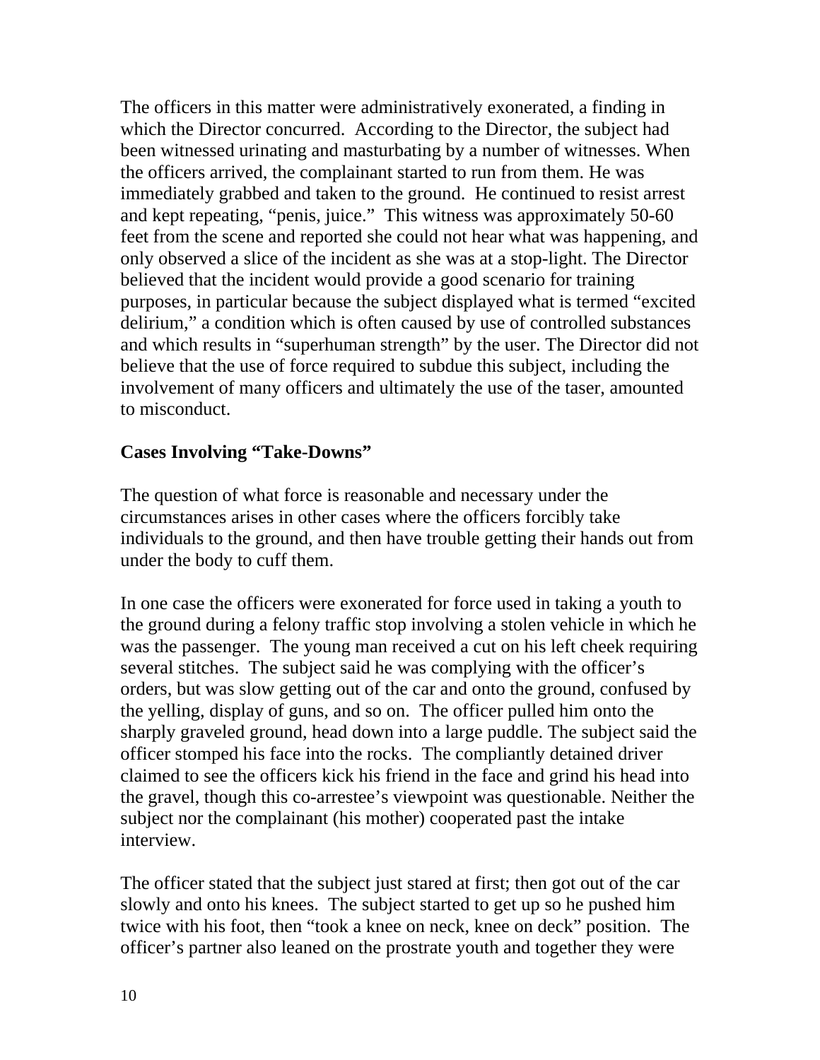The officers in this matter were administratively exonerated, a finding in which the Director concurred.  According to the Director, the subject had been witnessed urinating and masturbating by a number of witnesses. When the officers arrived, the complainant started to run from them. He was immediately grabbed and taken to the ground.  He continued to resist arrest and kept repeating, "penis, juice."  This witness was approximately 50-60 feet from the scene and reported she could not hear what was happening, and only observed a slice of the incident as she was at a stop-light. The Director believed that the incident would provide a good scenario for training purposes, in particular because the subject displayed what is termed "excited delirium," a condition which is often caused by use of controlled substances and which results in "superhuman strength" by the user. The Director did not believe that the use of force required to subdue this subject, including the involvement of many officers and ultimately the use of the taser, amounted to misconduct.

**Cases Involving "Take-Downs"**

The question of what force is reasonable and necessary under the circumstances arises in other cases where the officers forcibly take individuals to the ground, and then have trouble getting their hands out from under the body to cuff them.

In one case the officers were exonerated for force used in taking a youth to the ground during a felony traffic stop involving a stolen vehicle in which he was the passenger.  The young man received a cut on his left cheek requiring several stitches.  The subject said he was complying with the officer's orders, but was slow getting out of the car and onto the ground, confused by the yelling, display of guns, and so on.  The officer pulled him onto the sharply graveled ground, head down into a large puddle. The subject said the officer stomped his face into the rocks.  The compliantly detained driver claimed to see the officers kick his friend in the face and grind his head into the gravel, though this co-arrestee's viewpoint was questionable. Neither the subject nor the complainant (his mother) cooperated past the intake interview.

The officer stated that the subject just stared at first; then got out of the car slowly and onto his knees.  The subject started to get up so he pushed him twice with his foot, then "took a knee on neck, knee on deck" position.  The officer's partner also leaned on the prostrate youth and together they were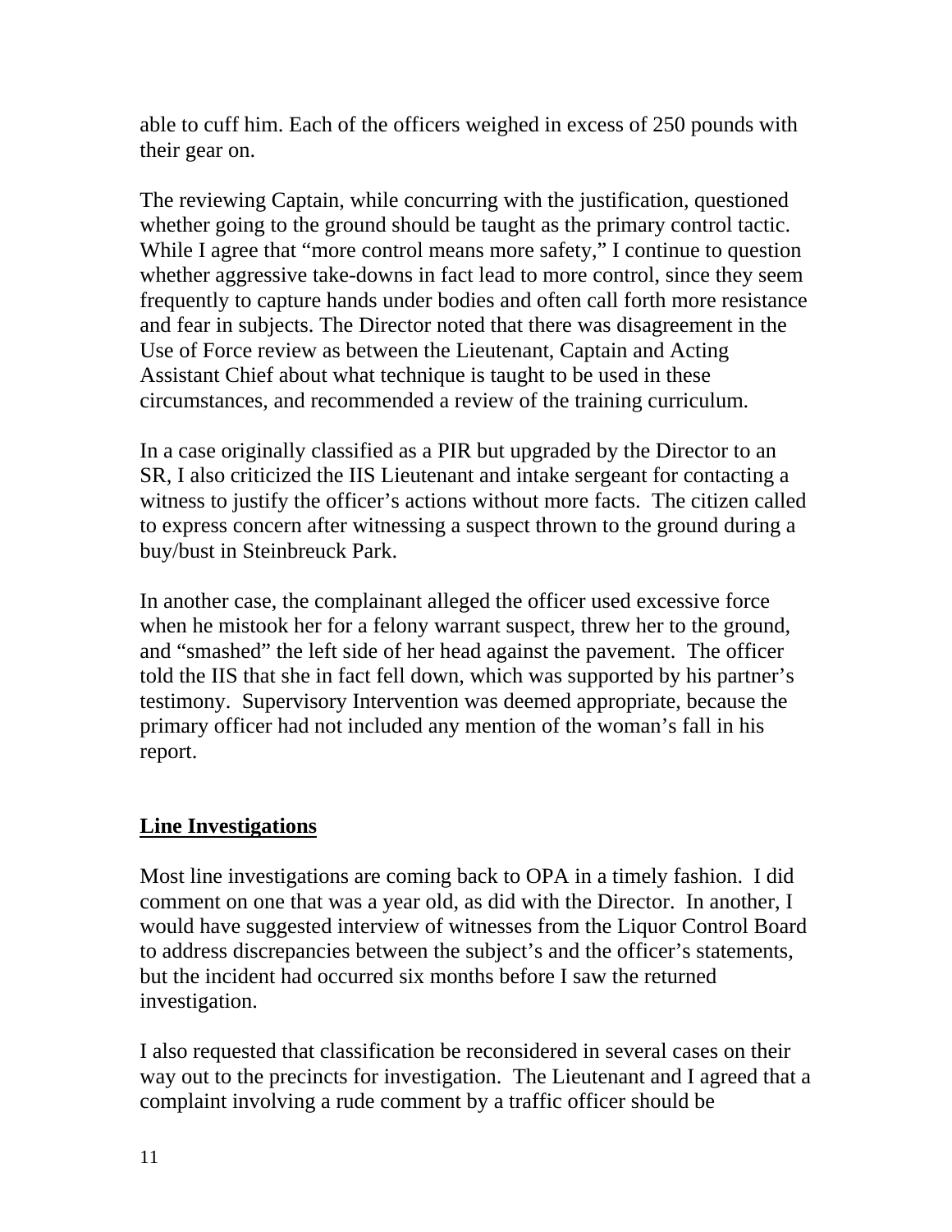able to cuff him. Each of the officers weighed in excess of 250 pounds with their gear on.

The reviewing Captain, while concurring with the justification, questioned whether going to the ground should be taught as the primary control tactic. While I agree that "more control means more safety," I continue to question whether aggressive take-downs in fact lead to more control, since they seem frequently to capture hands under bodies and often call forth more resistance and fear in subjects. The Director noted that there was disagreement in the Use of Force review as between the Lieutenant, Captain and Acting Assistant Chief about what technique is taught to be used in these circumstances, and recommended a review of the training curriculum.

In a case originally classified as a PIR but upgraded by the Director to an SR, I also criticized the IIS Lieutenant and intake sergeant for contacting a witness to justify the officer's actions without more facts. The citizen called to express concern after witnessing a suspect thrown to the ground during a buy/bust in Steinbreuck Park.

In another case, the complainant alleged the officer used excessive force when he mistook her for a felony warrant suspect, threw her to the ground, and "smashed" the left side of her head against the pavement. The officer told the IIS that she in fact fell down, which was supported by his partner's testimony. Supervisory Intervention was deemed appropriate, because the primary officer had not included any mention of the woman's fall in his report.

## Line Investigations

Most line investigations are coming back to OPA in a timely fashion. I did comment on one that was a year old, as did with the Director. In another, I would have suggested interview of witnesses from the Liquor Control Board to address discrepancies between the subject's and the officer's statements, but the incident had occurred six months before I saw the returned investigation.

I also requested that classification be reconsidered in several cases on their way out to the precincts for investigation. The Lieutenant and I agreed that a complaint involving a rude comment by a traffic officer should be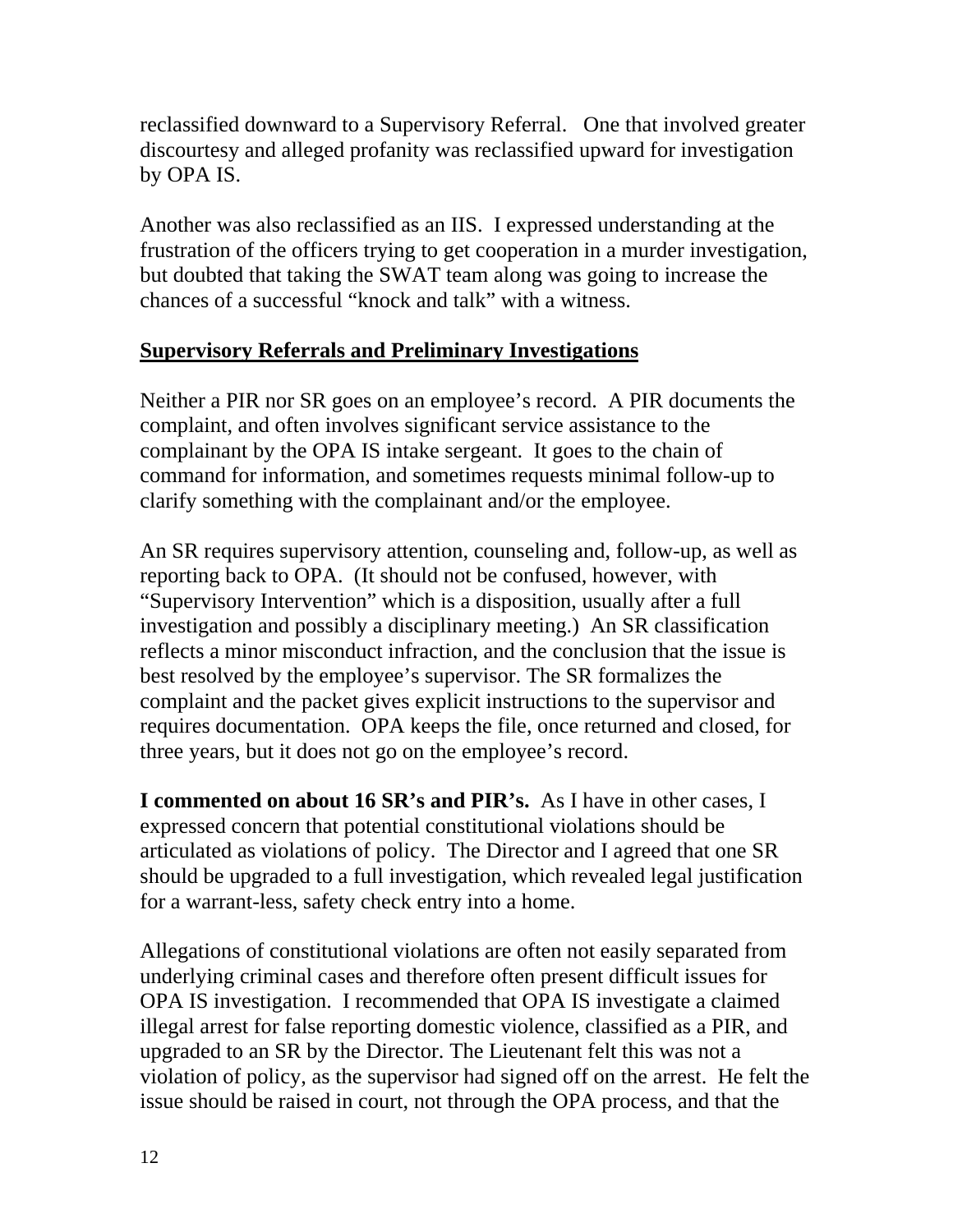reclassified downward to a Supervisory Referral. One that involved greater discourtesy and alleged profanity was reclassified upward for investigation by OPA IS.

Another was also reclassified as an IIS. I expressed understanding at the frustration of the officers trying to get cooperation in a murder investigation, but doubted that taking the SWAT team along was going to increase the chances of a successful "knock and talk" with a witness.

## Supervisory Referrals and Preliminary Investigations

Neither a PIR nor SR goes on an employee's record. A PIR documents the complaint, and often involves significant service assistance to the complainant by the OPA IS intake sergeant. It goes to the chain of command for information, and sometimes requests minimal follow-up to clarify something with the complainant and/or the employee.

An SR requires supervisory attention, counseling and, follow-up, as well as reporting back to OPA. (It should not be confused, however, with "Supervisory Intervention" which is a disposition, usually after a full investigation and possibly a disciplinary meeting.) An SR classification reflects a minor misconduct infraction, and the conclusion that the issue is best resolved by the employee's supervisor. The SR formalizes the complaint and the packet gives explicit instructions to the supervisor and requires documentation. OPA keeps the file, once returned and closed, for three years, but it does not go on the employee's record.

**I commented on about 16 SR's and PIR's.** As I have in other cases, I expressed concern that potential constitutional violations should be articulated as violations of policy. The Director and I agreed that one SR should be upgraded to a full investigation, which revealed legal justification for a warrant-less, safety check entry into a home.

Allegations of constitutional violations are often not easily separated from underlying criminal cases and therefore often present difficult issues for OPA IS investigation. I recommended that OPA IS investigate a claimed illegal arrest for false reporting domestic violence, classified as a PIR, and upgraded to an SR by the Director. The Lieutenant felt this was not a violation of policy, as the supervisor had signed off on the arrest. He felt the issue should be raised in court, not through the OPA process, and that the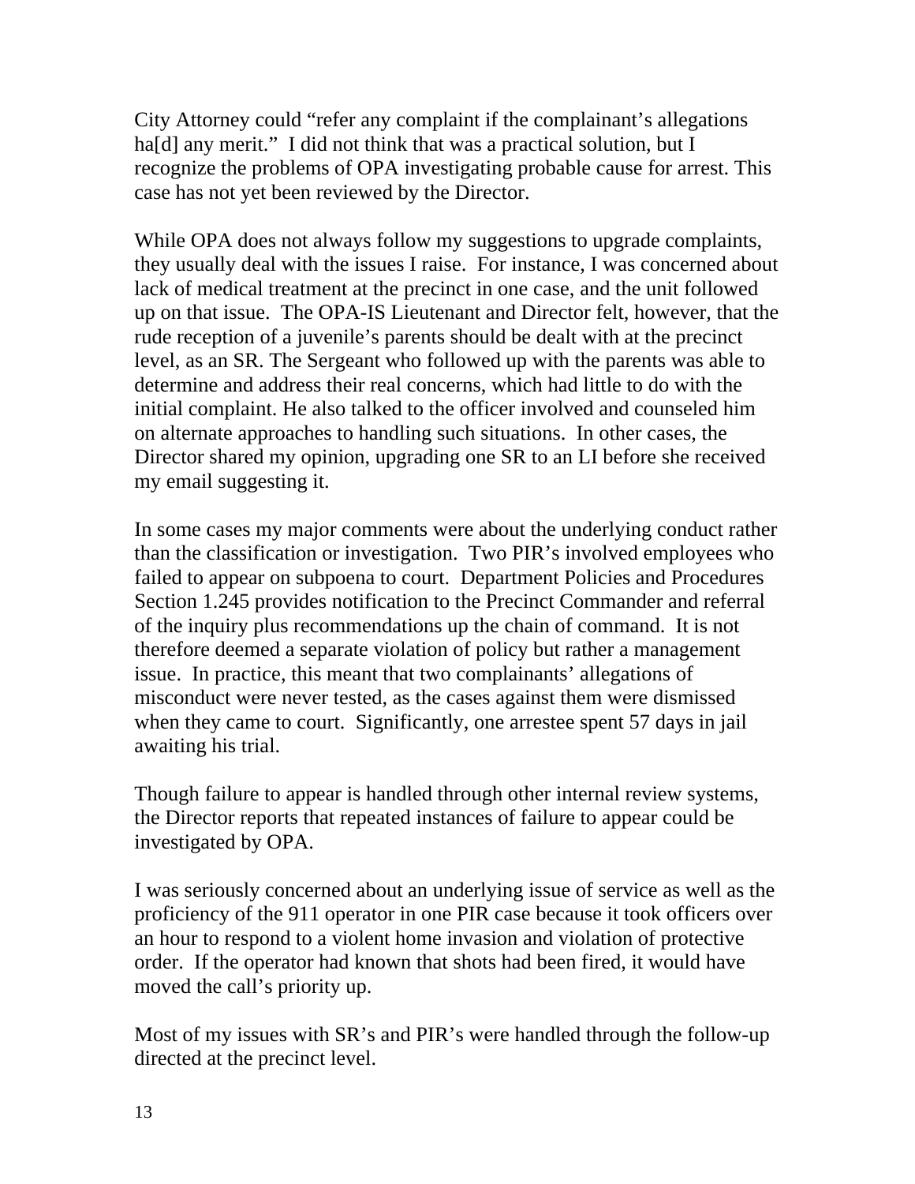City Attorney could "refer any complaint if the complainant's allegations ha[d] any merit." I did not think that was a practical solution, but I recognize the problems of OPA investigating probable cause for arrest. This case has not yet been reviewed by the Director.

While OPA does not always follow my suggestions to upgrade complaints, they usually deal with the issues I raise. For instance, I was concerned about lack of medical treatment at the precinct in one case, and the unit followed up on that issue. The OPA-IS Lieutenant and Director felt, however, that the rude reception of a juvenile's parents should be dealt with at the precinct level, as an SR. The Sergeant who followed up with the parents was able to determine and address their real concerns, which had little to do with the initial complaint. He also talked to the officer involved and counseled him on alternate approaches to handling such situations. In other cases, the Director shared my opinion, upgrading one SR to an LI before she received my email suggesting it.

In some cases my major comments were about the underlying conduct rather than the classification or investigation. Two PIR's involved employees who failed to appear on subpoena to court. Department Policies and Procedures Section 1.245 provides notification to the Precinct Commander and referral of the inquiry plus recommendations up the chain of command. It is not therefore deemed a separate violation of policy but rather a management issue. In practice, this meant that two complainants' allegations of misconduct were never tested, as the cases against them were dismissed when they came to court. Significantly, one arrestee spent 57 days in jail awaiting his trial.

Though failure to appear is handled through other internal review systems, the Director reports that repeated instances of failure to appear could be investigated by OPA.

I was seriously concerned about an underlying issue of service as well as the proficiency of the 911 operator in one PIR case because it took officers over an hour to respond to a violent home invasion and violation of protective order. If the operator had known that shots had been fired, it would have moved the call's priority up.

Most of my issues with SR's and PIR's were handled through the follow-up directed at the precinct level.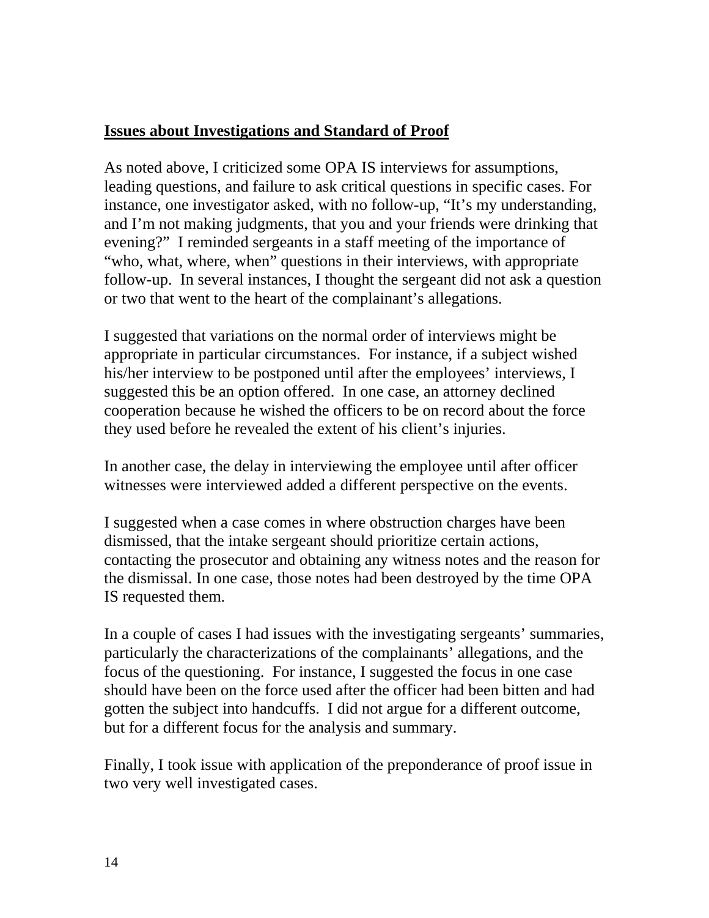**Issues about Investigations and Standard of Proof**

As noted above, I criticized some OPA IS interviews for assumptions, leading questions, and failure to ask critical questions in specific cases. For instance, one investigator asked, with no follow-up, "It's my understanding, and I'm not making judgments, that you and your friends were drinking that evening?" I reminded sergeants in a staff meeting of the importance of "who, what, where, when" questions in their interviews, with appropriate follow-up. In several instances, I thought the sergeant did not ask a question or two that went to the heart of the complainant's allegations.

I suggested that variations on the normal order of interviews might be appropriate in particular circumstances. For instance, if a subject wished his/her interview to be postponed until after the employees' interviews, I suggested this be an option offered. In one case, an attorney declined cooperation because he wished the officers to be on record about the force they used before he revealed the extent of his client's injuries.

In another case, the delay in interviewing the employee until after officer witnesses were interviewed added a different perspective on the events.

I suggested when a case comes in where obstruction charges have been dismissed, that the intake sergeant should prioritize certain actions, contacting the prosecutor and obtaining any witness notes and the reason for the dismissal. In one case, those notes had been destroyed by the time OPA IS requested them.

In a couple of cases I had issues with the investigating sergeants' summaries, particularly the characterizations of the complainants' allegations, and the focus of the questioning. For instance, I suggested the focus in one case should have been on the force used after the officer had been bitten and had gotten the subject into handcuffs. I did not argue for a different outcome, but for a different focus for the analysis and summary.

Finally, I took issue with application of the preponderance of proof issue in two very well investigated cases.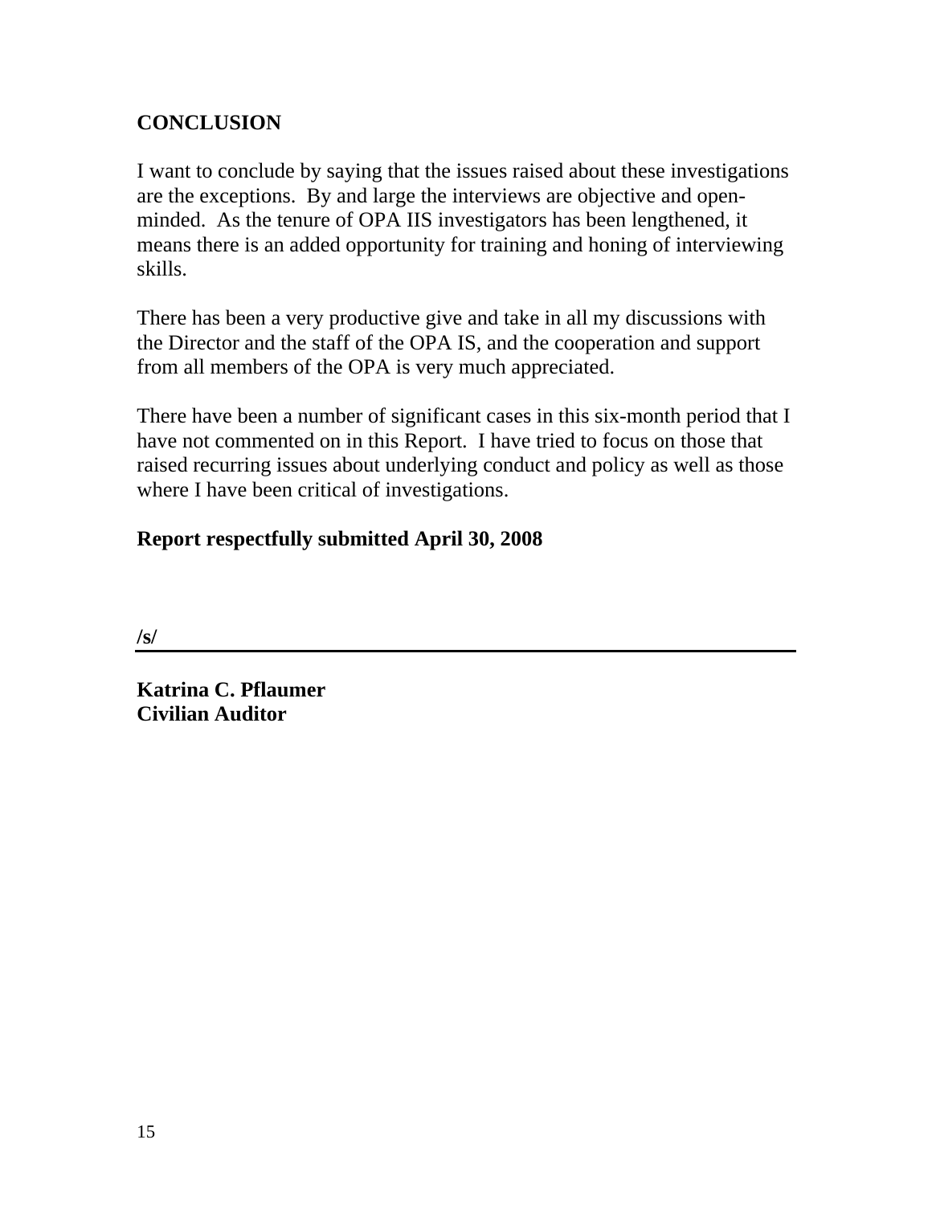**CONCLUSION**

I want to conclude by saying that the issues raised about these investigations are the exceptions. By and large the interviews are objective and open-minded. As the tenure of OPA IIS investigators has been lengthened, it means there is an added opportunity for training and honing of interviewing skills.

There has been a very productive give and take in all my discussions with the Director and the staff of the OPA IS, and the cooperation and support from all members of the OPA is very much appreciated.

There have been a number of significant cases in this six-month period that I have not commented on in this Report. I have tried to focus on those that raised recurring issues about underlying conduct and policy as well as those where I have been critical of investigations.

**Report respectfully submitted April 30, 2008**

**/s/**

---

**Katrina C. Pflaumer**
**Civilian Auditor**